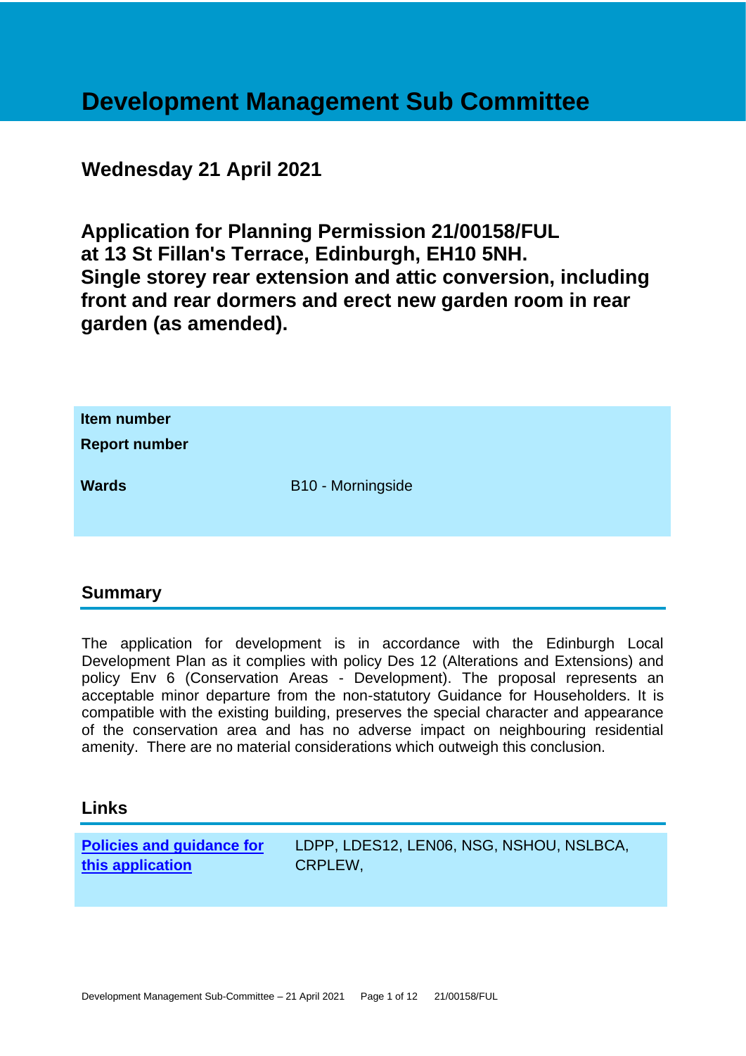# Development Management Sub Committee

## Wednesday 21 April 2021

## Application for Planning Permission 21/00158/FUL at 13 St Fillan's Terrace, Edinburgh, EH10 5NH. Single storey rear extension and attic conversion, including front and rear dormers and erect new garden room in rear garden (as amended).

| | |
|---|---|
| **Item number** | |
| **Report number** | |
| **Wards** | B10 - Morningside |

## Summary

The application for development is in accordance with the Edinburgh Local Development Plan as it complies with policy Des 12 (Alterations and Extensions) and policy Env 6 (Conservation Areas - Development). The proposal represents an acceptable minor departure from the non-statutory Guidance for Householders. It is compatible with the existing building, preserves the special character and appearance of the conservation area and has no adverse impact on neighbouring residential amenity. There are no material considerations which outweigh this conclusion.

## Links

| | |
|---|---|
| **Policies and guidance for this application** | LDPP, LDES12, LEN06, NSG, NSHOU, NSLBCA, CRPLEW, |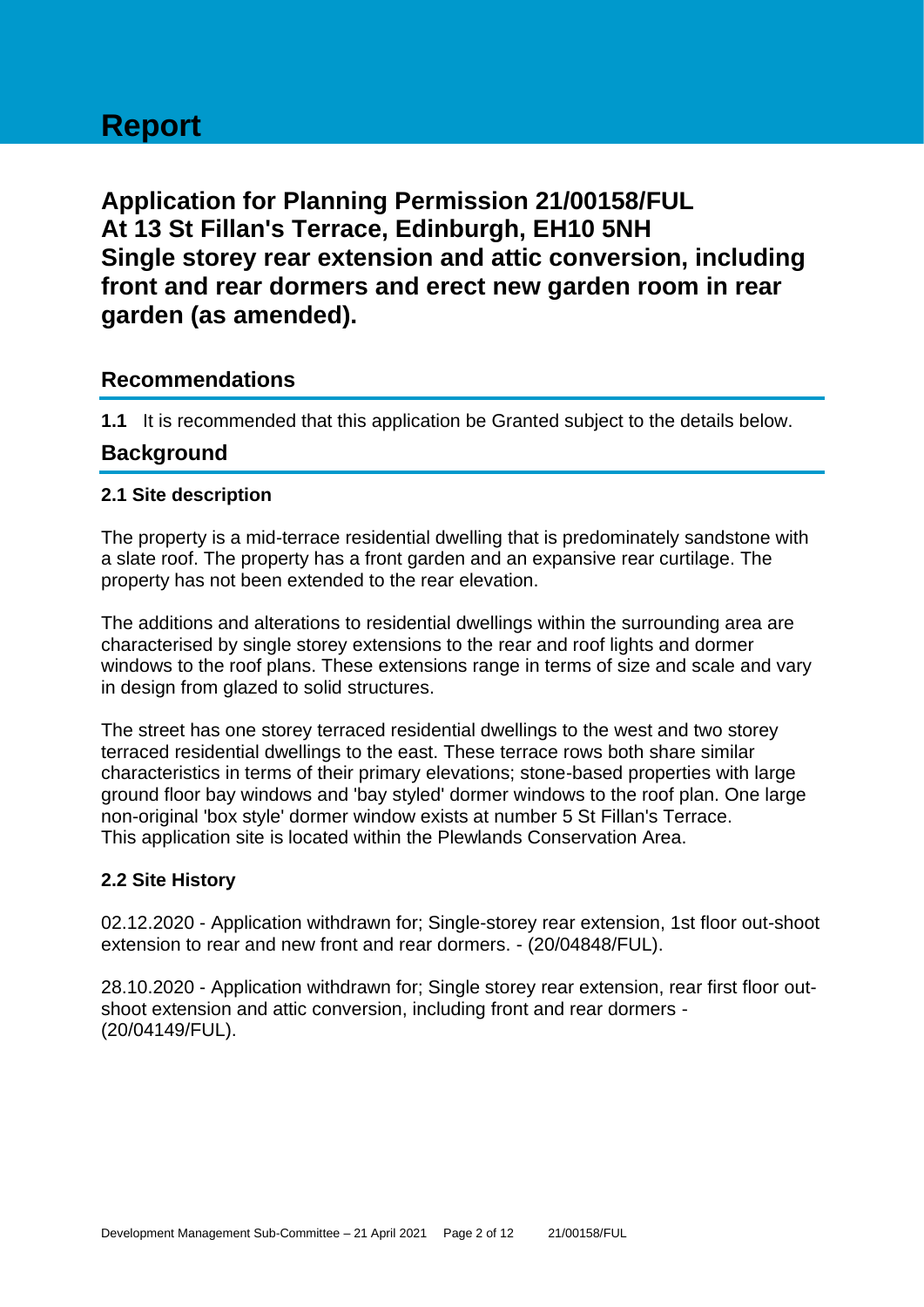# Report

## Application for Planning Permission 21/00158/FUL At 13 St Fillan's Terrace, Edinburgh, EH10 5NH Single storey rear extension and attic conversion, including front and rear dormers and erect new garden room in rear garden (as amended).

## Recommendations

**1.1** It is recommended that this application be Granted subject to the details below.

## Background

### 2.1 Site description

The property is a mid-terrace residential dwelling that is predominately sandstone with a slate roof. The property has a front garden and an expansive rear curtilage. The property has not been extended to the rear elevation.

The additions and alterations to residential dwellings within the surrounding area are characterised by single storey extensions to the rear and roof lights and dormer windows to the roof plans. These extensions range in terms of size and scale and vary in design from glazed to solid structures.

The street has one storey terraced residential dwellings to the west and two storey terraced residential dwellings to the east. These terrace rows both share similar characteristics in terms of their primary elevations; stone-based properties with large ground floor bay windows and 'bay styled' dormer windows to the roof plan. One large non-original 'box style' dormer window exists at number 5 St Fillan's Terrace. This application site is located within the Plewlands Conservation Area.

### 2.2 Site History

02.12.2020 - Application withdrawn for; Single-storey rear extension, 1st floor out-shoot extension to rear and new front and rear dormers. - (20/04848/FUL).

28.10.2020 - Application withdrawn for; Single storey rear extension, rear first floor out-shoot extension and attic conversion, including front and rear dormers - (20/04149/FUL).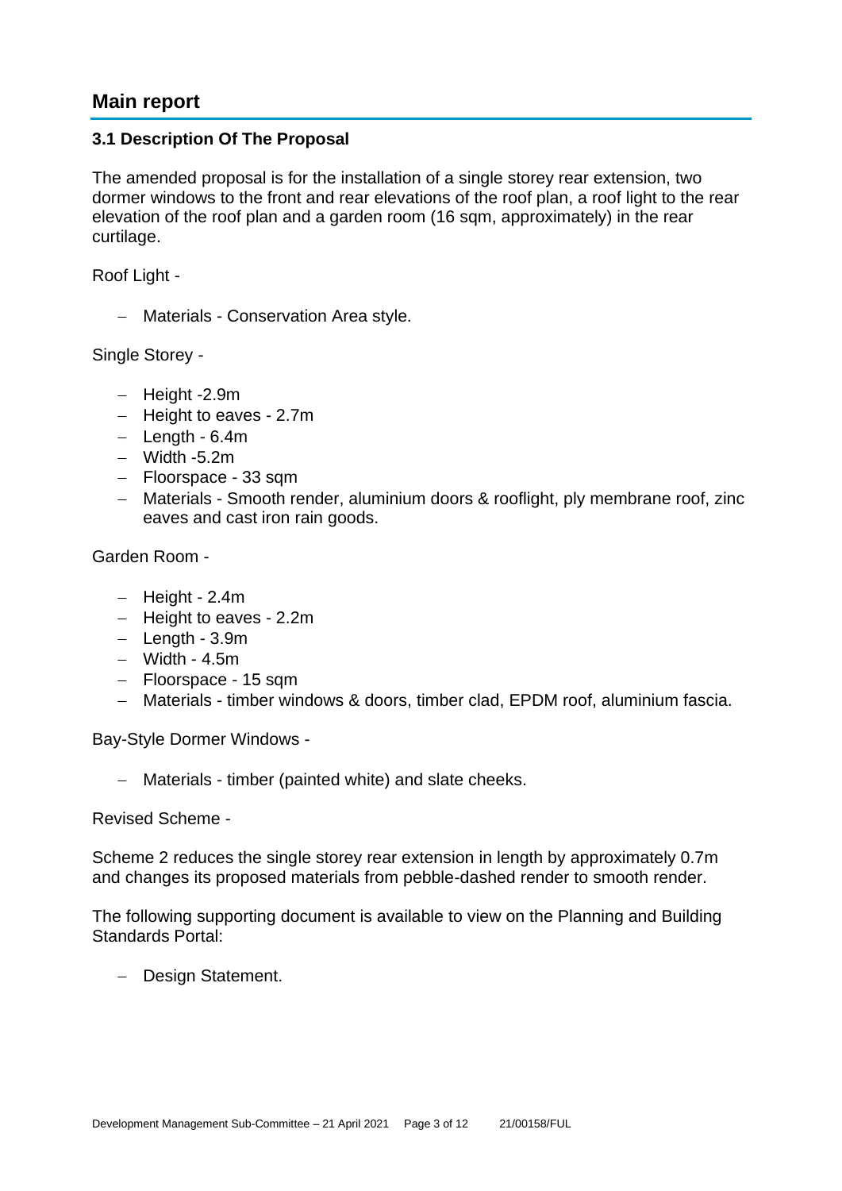## Main report

### 3.1 Description Of The Proposal

The amended proposal is for the installation of a single storey rear extension, two dormer windows to the front and rear elevations of the roof plan, a roof light to the rear elevation of the roof plan and a garden room (16 sqm, approximately) in the rear curtilage.

Roof Light -

- Materials - Conservation Area style.

Single Storey -

- Height -2.9m
- Height to eaves - 2.7m
- Length - 6.4m
- Width -5.2m
- Floorspace - 33 sqm
- Materials - Smooth render, aluminium doors & rooflight, ply membrane roof, zinc eaves and cast iron rain goods.

Garden Room -

- Height - 2.4m
- Height to eaves - 2.2m
- Length - 3.9m
- Width - 4.5m
- Floorspace - 15 sqm
- Materials - timber windows & doors, timber clad, EPDM roof, aluminium fascia.

Bay-Style Dormer Windows -

- Materials - timber (painted white) and slate cheeks.

Revised Scheme -

Scheme 2 reduces the single storey rear extension in length by approximately 0.7m and changes its proposed materials from pebble-dashed render to smooth render.

The following supporting document is available to view on the Planning and Building Standards Portal:

- Design Statement.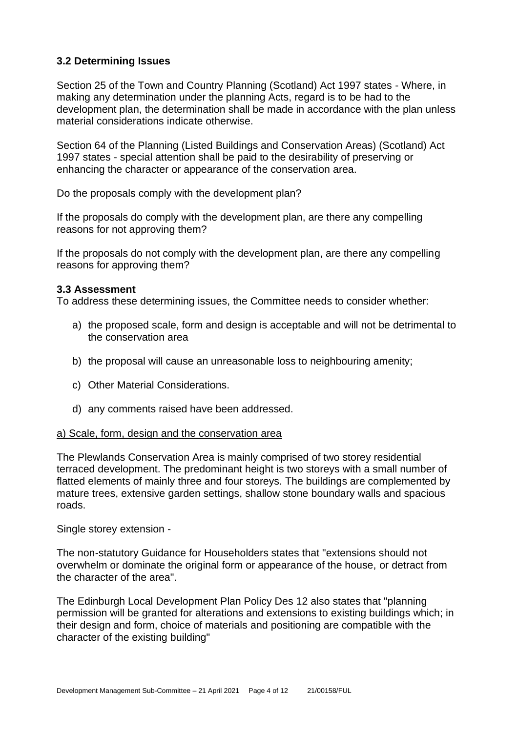### 3.2 Determining Issues

Section 25 of the Town and Country Planning (Scotland) Act 1997 states - Where, in making any determination under the planning Acts, regard is to be had to the development plan, the determination shall be made in accordance with the plan unless material considerations indicate otherwise.

Section 64 of the Planning (Listed Buildings and Conservation Areas) (Scotland) Act 1997 states - special attention shall be paid to the desirability of preserving or enhancing the character or appearance of the conservation area.

Do the proposals comply with the development plan?

If the proposals do comply with the development plan, are there any compelling reasons for not approving them?

If the proposals do not comply with the development plan, are there any compelling reasons for approving them?

### 3.3 Assessment

To address these determining issues, the Committee needs to consider whether:

a) the proposed scale, form and design is acceptable and will not be detrimental to the conservation area

b) the proposal will cause an unreasonable loss to neighbouring amenity;

c) Other Material Considerations.

d) any comments raised have been addressed.

<u>a) Scale, form, design and the conservation area</u>

The Plewlands Conservation Area is mainly comprised of two storey residential terraced development. The predominant height is two storeys with a small number of flatted elements of mainly three and four storeys. The buildings are complemented by mature trees, extensive garden settings, shallow stone boundary walls and spacious roads.

Single storey extension -

The non-statutory Guidance for Householders states that "extensions should not overwhelm or dominate the original form or appearance of the house, or detract from the character of the area".

The Edinburgh Local Development Plan Policy Des 12 also states that "planning permission will be granted for alterations and extensions to existing buildings which; in their design and form, choice of materials and positioning are compatible with the character of the existing building"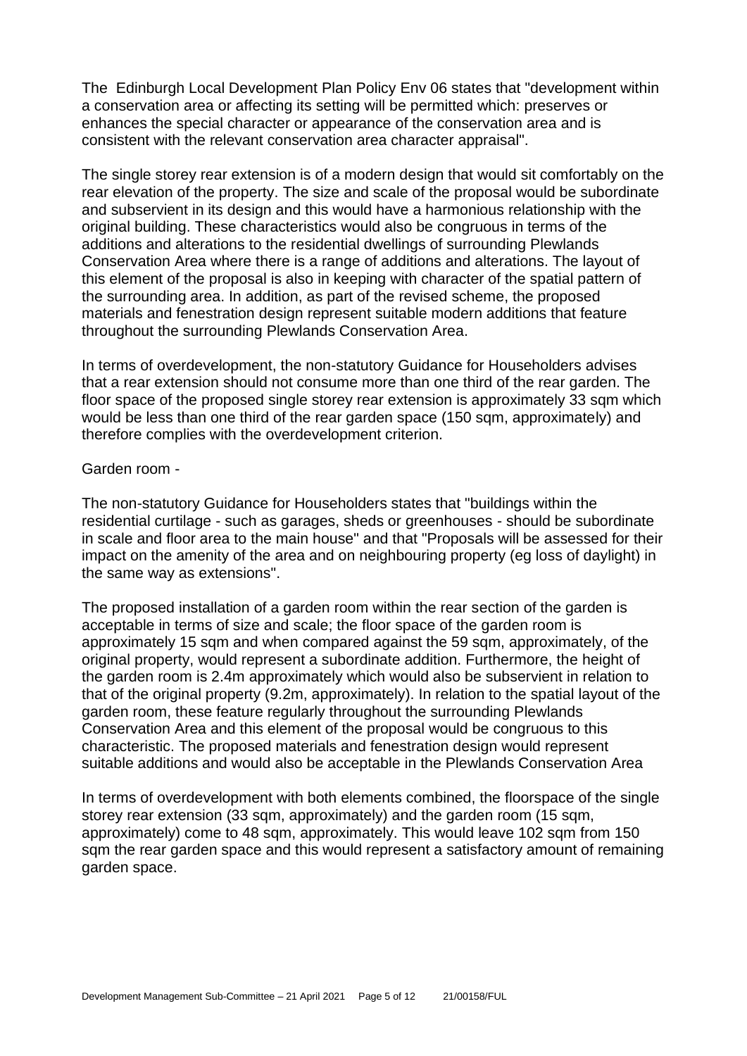The Edinburgh Local Development Plan Policy Env 06 states that "development within a conservation area or affecting its setting will be permitted which: preserves or enhances the special character or appearance of the conservation area and is consistent with the relevant conservation area character appraisal".

The single storey rear extension is of a modern design that would sit comfortably on the rear elevation of the property. The size and scale of the proposal would be subordinate and subservient in its design and this would have a harmonious relationship with the original building. These characteristics would also be congruous in terms of the additions and alterations to the residential dwellings of surrounding Plewlands Conservation Area where there is a range of additions and alterations. The layout of this element of the proposal is also in keeping with character of the spatial pattern of the surrounding area. In addition, as part of the revised scheme, the proposed materials and fenestration design represent suitable modern additions that feature throughout the surrounding Plewlands Conservation Area.

In terms of overdevelopment, the non-statutory Guidance for Householders advises that a rear extension should not consume more than one third of the rear garden. The floor space of the proposed single storey rear extension is approximately 33 sqm which would be less than one third of the rear garden space (150 sqm, approximately) and therefore complies with the overdevelopment criterion.

Garden room -

The non-statutory Guidance for Householders states that "buildings within the residential curtilage - such as garages, sheds or greenhouses - should be subordinate in scale and floor area to the main house" and that "Proposals will be assessed for their impact on the amenity of the area and on neighbouring property (eg loss of daylight) in the same way as extensions".

The proposed installation of a garden room within the rear section of the garden is acceptable in terms of size and scale; the floor space of the garden room is approximately 15 sqm and when compared against the 59 sqm, approximately, of the original property, would represent a subordinate addition. Furthermore, the height of the garden room is 2.4m approximately which would also be subservient in relation to that of the original property (9.2m, approximately). In relation to the spatial layout of the garden room, these feature regularly throughout the surrounding Plewlands Conservation Area and this element of the proposal would be congruous to this characteristic. The proposed materials and fenestration design would represent suitable additions and would also be acceptable in the Plewlands Conservation Area

In terms of overdevelopment with both elements combined, the floorspace of the single storey rear extension (33 sqm, approximately) and the garden room (15 sqm, approximately) come to 48 sqm, approximately. This would leave 102 sqm from 150 sqm the rear garden space and this would represent a satisfactory amount of remaining garden space.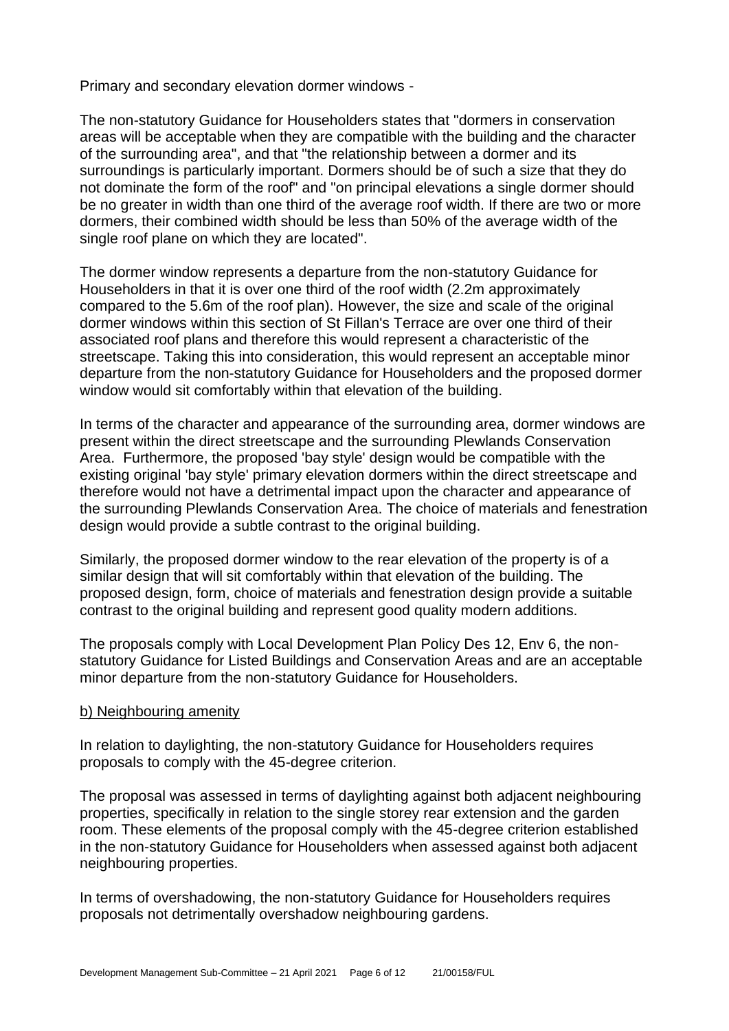Primary and secondary elevation dormer windows -

The non-statutory Guidance for Householders states that "dormers in conservation areas will be acceptable when they are compatible with the building and the character of the surrounding area", and that "the relationship between a dormer and its surroundings is particularly important. Dormers should be of such a size that they do not dominate the form of the roof" and "on principal elevations a single dormer should be no greater in width than one third of the average roof width. If there are two or more dormers, their combined width should be less than 50% of the average width of the single roof plane on which they are located".

The dormer window represents a departure from the non-statutory Guidance for Householders in that it is over one third of the roof width (2.2m approximately compared to the 5.6m of the roof plan). However, the size and scale of the original dormer windows within this section of St Fillan's Terrace are over one third of their associated roof plans and therefore this would represent a characteristic of the streetscape. Taking this into consideration, this would represent an acceptable minor departure from the non-statutory Guidance for Householders and the proposed dormer window would sit comfortably within that elevation of the building.

In terms of the character and appearance of the surrounding area, dormer windows are present within the direct streetscape and the surrounding Plewlands Conservation Area. Furthermore, the proposed 'bay style' design would be compatible with the existing original 'bay style' primary elevation dormers within the direct streetscape and therefore would not have a detrimental impact upon the character and appearance of the surrounding Plewlands Conservation Area. The choice of materials and fenestration design would provide a subtle contrast to the original building.

Similarly, the proposed dormer window to the rear elevation of the property is of a similar design that will sit comfortably within that elevation of the building. The proposed design, form, choice of materials and fenestration design provide a suitable contrast to the original building and represent good quality modern additions.

The proposals comply with Local Development Plan Policy Des 12, Env 6, the non-statutory Guidance for Listed Buildings and Conservation Areas and are an acceptable minor departure from the non-statutory Guidance for Householders.

b) Neighbouring amenity

In relation to daylighting, the non-statutory Guidance for Householders requires proposals to comply with the 45-degree criterion.

The proposal was assessed in terms of daylighting against both adjacent neighbouring properties, specifically in relation to the single storey rear extension and the garden room. These elements of the proposal comply with the 45-degree criterion established in the non-statutory Guidance for Householders when assessed against both adjacent neighbouring properties.

In terms of overshadowing, the non-statutory Guidance for Householders requires proposals not detrimentally overshadow neighbouring gardens.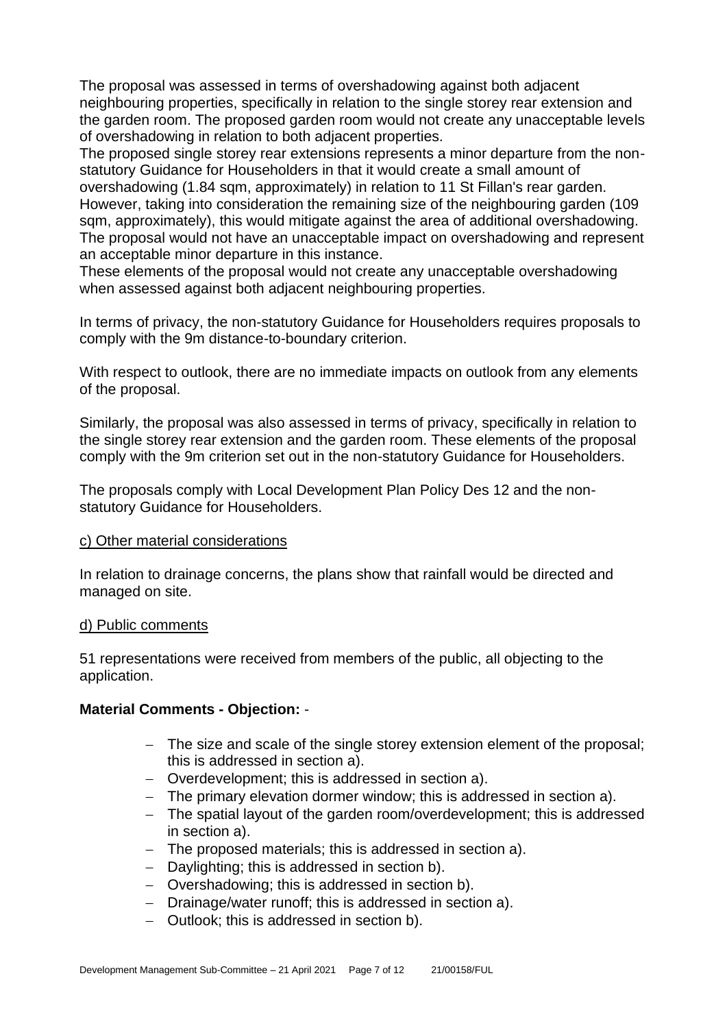The proposal was assessed in terms of overshadowing against both adjacent neighbouring properties, specifically in relation to the single storey rear extension and the garden room. The proposed garden room would not create any unacceptable levels of overshadowing in relation to both adjacent properties.
The proposed single storey rear extensions represents a minor departure from the non-statutory Guidance for Householders in that it would create a small amount of overshadowing (1.84 sqm, approximately) in relation to 11 St Fillan's rear garden. However, taking into consideration the remaining size of the neighbouring garden (109 sqm, approximately), this would mitigate against the area of additional overshadowing. The proposal would not have an unacceptable impact on overshadowing and represent an acceptable minor departure in this instance.
These elements of the proposal would not create any unacceptable overshadowing when assessed against both adjacent neighbouring properties.

In terms of privacy, the non-statutory Guidance for Householders requires proposals to comply with the 9m distance-to-boundary criterion.

With respect to outlook, there are no immediate impacts on outlook from any elements of the proposal.

Similarly, the proposal was also assessed in terms of privacy, specifically in relation to the single storey rear extension and the garden room. These elements of the proposal comply with the 9m criterion set out in the non-statutory Guidance for Householders.

The proposals comply with Local Development Plan Policy Des 12 and the non-statutory Guidance for Householders.

c) Other material considerations

In relation to drainage concerns, the plans show that rainfall would be directed and managed on site.

d) Public comments

51 representations were received from members of the public, all objecting to the application.

**Material Comments - Objection:** -

- The size and scale of the single storey extension element of the proposal; this is addressed in section a).
- Overdevelopment; this is addressed in section a).
- The primary elevation dormer window; this is addressed in section a).
- The spatial layout of the garden room/overdevelopment; this is addressed in section a).
- The proposed materials; this is addressed in section a).
- Daylighting; this is addressed in section b).
- Overshadowing; this is addressed in section b).
- Drainage/water runoff; this is addressed in section a).
- Outlook; this is addressed in section b).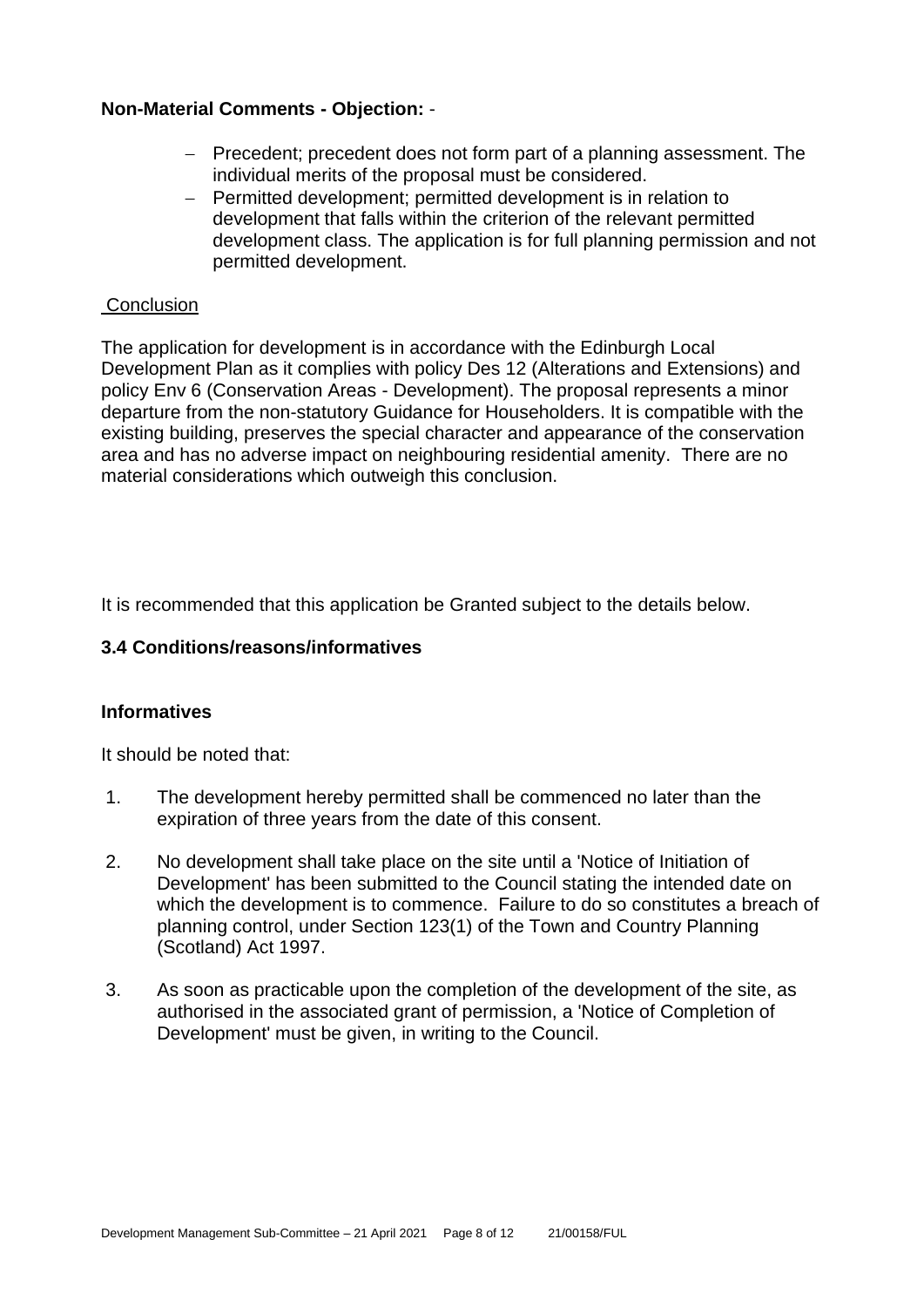**Non-Material Comments - Objection:** -

- Precedent; precedent does not form part of a planning assessment. The individual merits of the proposal must be considered.
- Permitted development; permitted development is in relation to development that falls within the criterion of the relevant permitted development class. The application is for full planning permission and not permitted development.

Conclusion

The application for development is in accordance with the Edinburgh Local Development Plan as it complies with policy Des 12 (Alterations and Extensions) and policy Env 6 (Conservation Areas - Development). The proposal represents a minor departure from the non-statutory Guidance for Householders. It is compatible with the existing building, preserves the special character and appearance of the conservation area and has no adverse impact on neighbouring residential amenity. There are no material considerations which outweigh this conclusion.

It is recommended that this application be Granted subject to the details below.

### 3.4 Conditions/reasons/informatives

**Informatives**

It should be noted that:

1. The development hereby permitted shall be commenced no later than the expiration of three years from the date of this consent.

2. No development shall take place on the site until a 'Notice of Initiation of Development' has been submitted to the Council stating the intended date on which the development is to commence. Failure to do so constitutes a breach of planning control, under Section 123(1) of the Town and Country Planning (Scotland) Act 1997.

3. As soon as practicable upon the completion of the development of the site, as authorised in the associated grant of permission, a 'Notice of Completion of Development' must be given, in writing to the Council.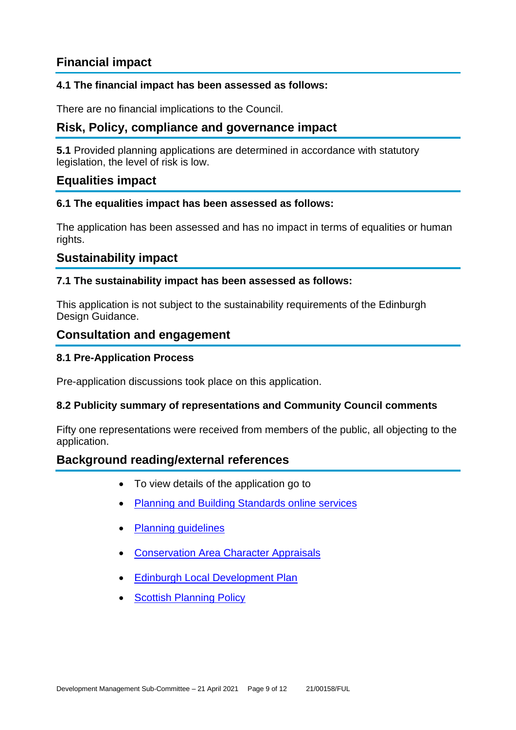## Financial impact

**4.1 The financial impact has been assessed as follows:**

There are no financial implications to the Council.

## Risk, Policy, compliance and governance impact

**5.1** Provided planning applications are determined in accordance with statutory legislation, the level of risk is low.

## Equalities impact

**6.1 The equalities impact has been assessed as follows:**

The application has been assessed and has no impact in terms of equalities or human rights.

## Sustainability impact

**7.1 The sustainability impact has been assessed as follows:**

This application is not subject to the sustainability requirements of the Edinburgh Design Guidance.

## Consultation and engagement

**8.1 Pre-Application Process**

Pre-application discussions took place on this application.

**8.2 Publicity summary of representations and Community Council comments**

Fifty one representations were received from members of the public, all objecting to the application.

## Background reading/external references

- To view details of the application go to
- Planning and Building Standards online services
- Planning guidelines
- Conservation Area Character Appraisals
- Edinburgh Local Development Plan
- Scottish Planning Policy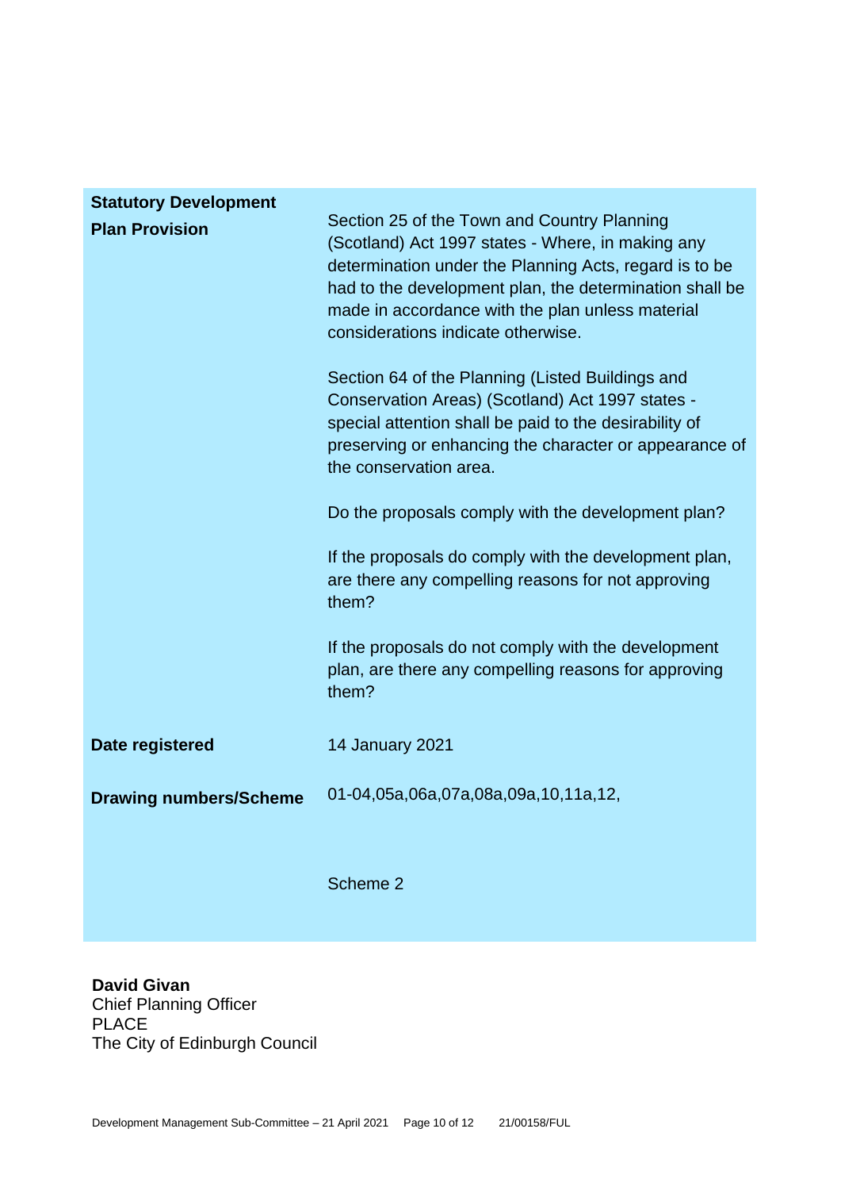| | |
|---|---|
| **Statistical Development Plan Provision** | Section 25 of the Town and Country Planning (Scotland) Act 1997 states - Where, in making any determination under the Planning Acts, regard is to be had to the development plan, the determination shall be made in accordance with the plan unless material considerations indicate otherwise.<br><br>Section 64 of the Planning (Listed Buildings and Conservation Areas) (Scotland) Act 1997 states - special attention shall be paid to the desirability of preserving or enhancing the character or appearance of the conservation area.<br><br>Do the proposals comply with the development plan?<br><br>If the proposals do comply with the development plan, are there any compelling reasons for not approving them?<br><br>If the proposals do not comply with the development plan, are there any compelling reasons for approving them? |
| **Date registered** | 14 January 2021 |
| **Drawing numbers/Scheme** | 01-04,05a,06a,07a,08a,09a,10,11a,12,<br><br>Scheme 2 |

**David Givan**
Chief Planning Officer
PLACE
The City of Edinburgh Council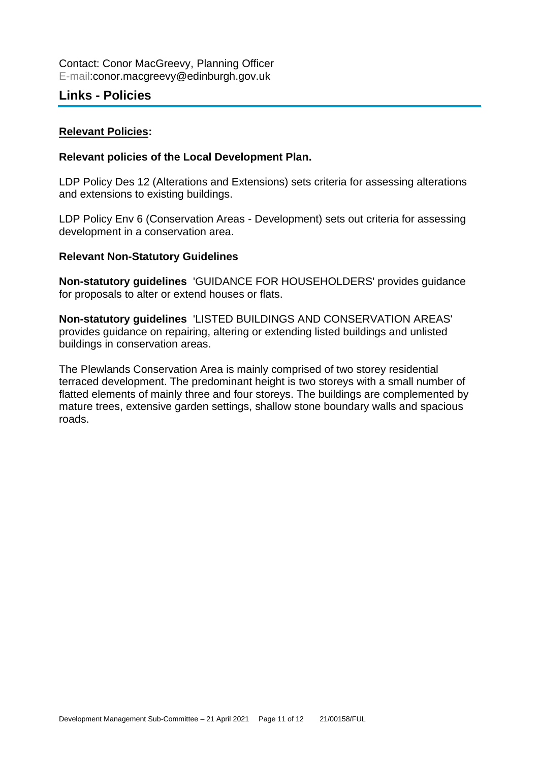Contact: Conor MacGreevy, Planning Officer
E-mail:conor.macgreevy@edinburgh.gov.uk

## Links - Policies

**Relevant Policies:**

**Relevant policies of the Local Development Plan.**

LDP Policy Des 12 (Alterations and Extensions) sets criteria for assessing alterations and extensions to existing buildings.

LDP Policy Env 6 (Conservation Areas - Development) sets out criteria for assessing development in a conservation area.

**Relevant Non-Statutory Guidelines**

**Non-statutory guidelines** 'GUIDANCE FOR HOUSEHOLDERS' provides guidance for proposals to alter or extend houses or flats.

**Non-statutory guidelines** 'LISTED BUILDINGS AND CONSERVATION AREAS' provides guidance on repairing, altering or extending listed buildings and unlisted buildings in conservation areas.

The Plewlands Conservation Area is mainly comprised of two storey residential terraced development. The predominant height is two storeys with a small number of flatted elements of mainly three and four storeys. The buildings are complemented by mature trees, extensive garden settings, shallow stone boundary walls and spacious roads.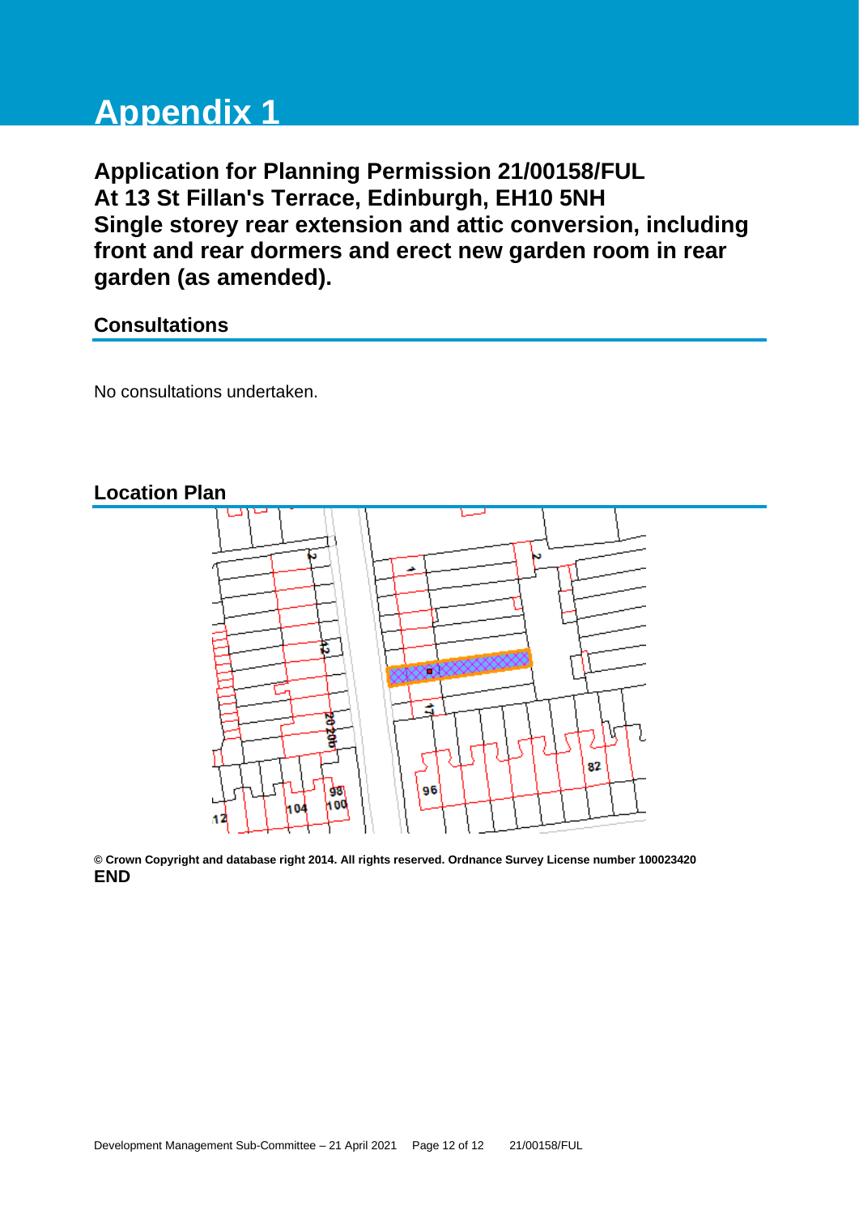# Appendix 1

## Application for Planning Permission 21/00158/FUL
## At 13 St Fillan's Terrace, Edinburgh, EH10 5NH
## Single storey rear extension and attic conversion, including front and rear dormers and erect new garden room in rear garden (as amended).

### Consultations

No consultations undertaken.

### Location Plan

2
1
2
12
17
20
20b
98
100
104
12
96
82

**© Crown Copyright and database right 2014. All rights reserved. Ordnance Survey License number 100023420**

**END**